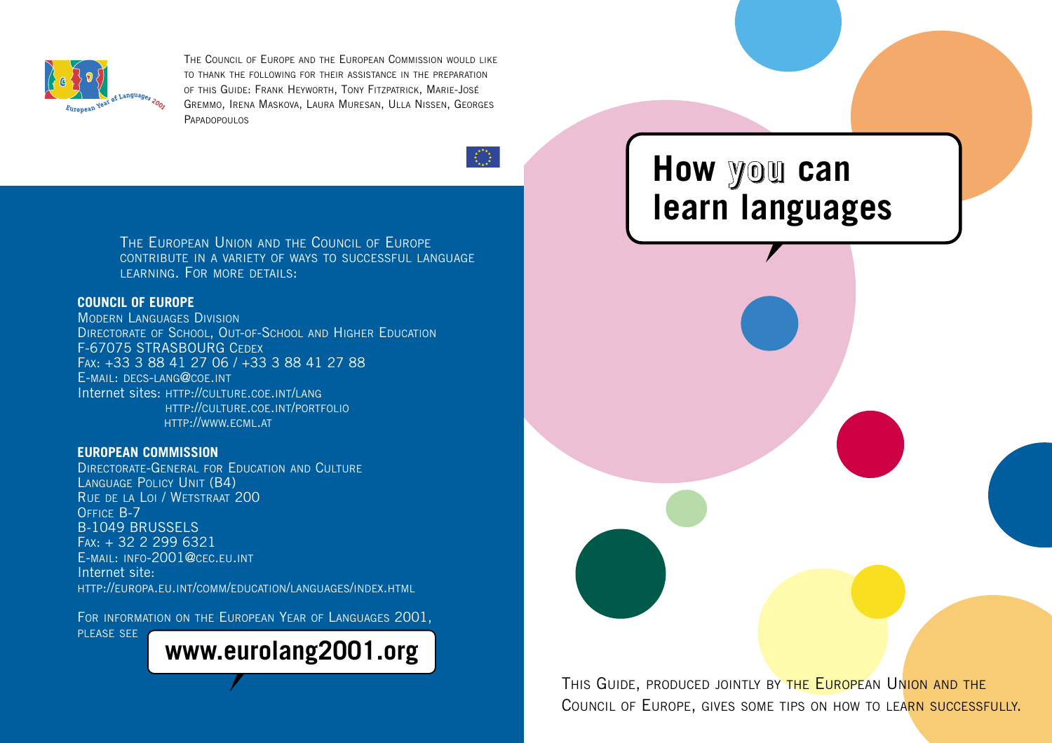The Council of Europe and the European Commission would like to thank the following for their assistance in the preparation of this Guide: Frank Heyworth, Tony Fitzpatrick, Marie-José Gremmo, Irena Maskova, Laura Muresan, Ulla Nissen, Georges Papadopoulos

The European Union and the Council of Europe contribute in a variety of ways to successful language learning. For more details:

**COUNCIL OF EUROPE**

Modern Languages Division
Directorate of School, Out-of-School and Higher Education
F-67075 STRASBOURG Cedex
Fax: +33 3 88 41 27 06 / +33 3 88 41 27 88
E-mail: decs-lang@coe.int
Internet sites: http://culture.coe.int/lang
http://culture.coe.int/portfolio
http://www.ecml.at

**EUROPEAN COMMISSION**

Directorate-General for Education and Culture
Language Policy Unit (B4)
Rue de la Loi / Wetstraat 200
Office B-7
B-1049 BRUSSELS
Fax: + 32 2 299 6321
E-mail: info-2001@cec.eu.int
Internet site:
http://europa.eu.int/comm/education/languages/index.html

For information on the European Year of Languages 2001, please see **www.eurolang2001.org**

# How you can learn languages

This Guide, produced jointly by the European Union and the Council of Europe, gives some tips on how to learn successfully.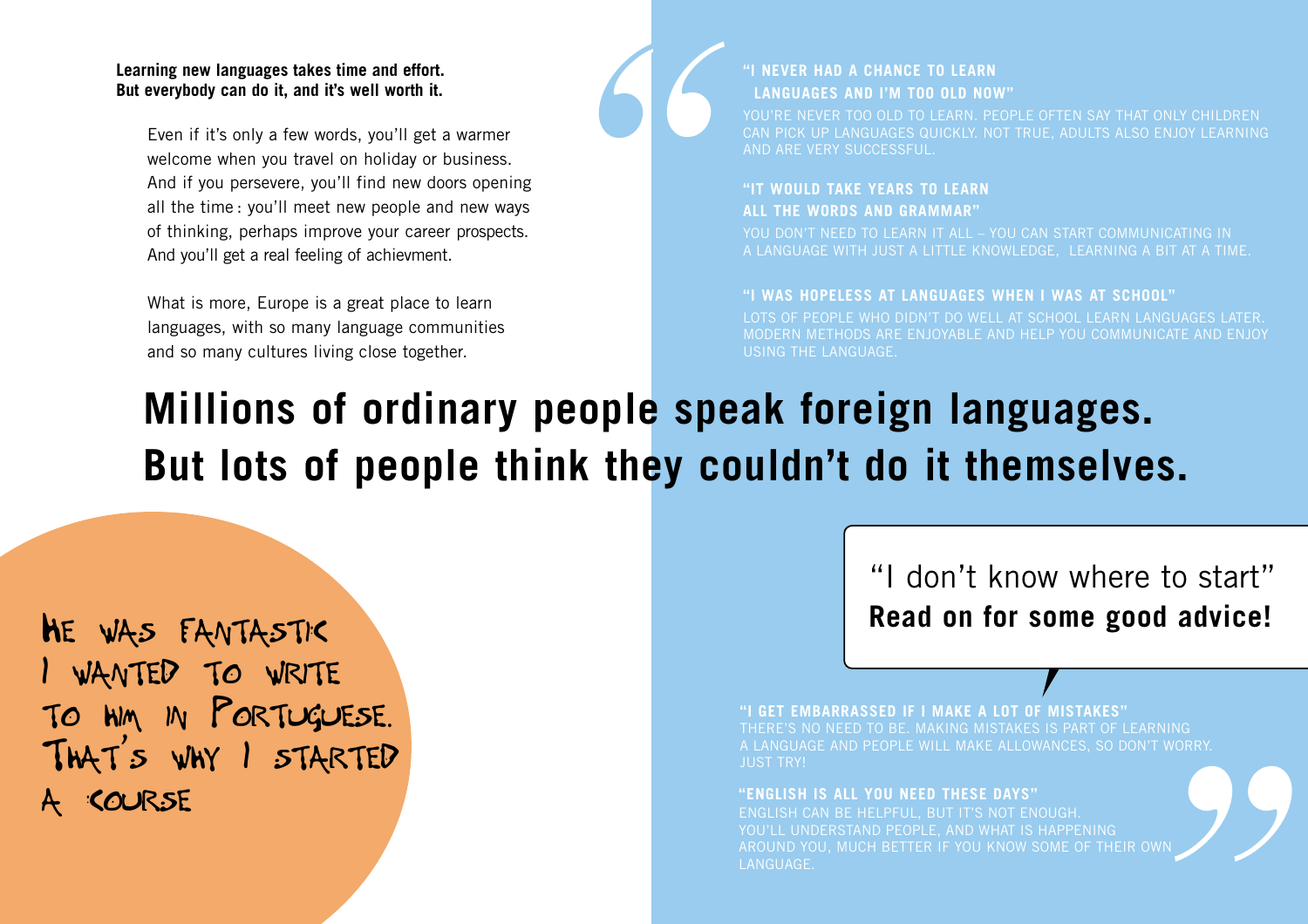**Learning new languages takes time and effort. But everybody can do it, and it's well worth it.**

Even if it's only a few words, you'll get a warmer welcome when you travel on holiday or business. And if you persevere, you'll find new doors opening all the time : you'll meet new people and new ways of thinking, perhaps improve your career prospects. And you'll get a real feeling of achievment.

What is more, Europe is a great place to learn languages, with so many language communities and so many cultures living close together.

**"I NEVER HAD A CHANCE TO LEARN LANGUAGES AND I'M TOO OLD NOW"**

YOU'RE NEVER TOO OLD TO LEARN. PEOPLE OFTEN SAY THAT ONLY CHILDREN CAN PICK UP LANGUAGES QUICKLY. NOT TRUE, ADULTS ALSO ENJOY LEARNING AND ARE VERY SUCCESSFUL.

**"IT WOULD TAKE YEARS TO LEARN ALL THE WORDS AND GRAMMAR"**

YOU DON'T NEED TO LEARN IT ALL – YOU CAN START COMMUNICATING IN A LANGUAGE WITH JUST A LITTLE KNOWLEDGE, LEARNING A BIT AT A TIME.

**"I WAS HOPELESS AT LANGUAGES WHEN I WAS AT SCHOOL"**

LOTS OF PEOPLE WHO DIDN'T DO WELL AT SCHOOL LEARN LANGUAGES LATER. MODERN METHODS ARE ENJOYABLE AND HELP YOU COMMUNICATE AND ENJOY USING THE LANGUAGE.

# Millions of ordinary people speak foreign languages. But lots of people think they couldn't do it themselves.

HE WAS FANTASTIC
I WANTED TO WRITE
TO HIM IN PORTUGUESE.
THAT'S WHY I STARTED
A COURSE

"I don't know where to start"
**Read on for some good advice!**

**"I GET EMBARRASSED IF I MAKE A LOT OF MISTAKES"**

THERE'S NO NEED TO BE. MAKING MISTAKES IS PART OF LEARNING A LANGUAGE AND PEOPLE WILL MAKE ALLOWANCES, SO DON'T WORRY. JUST TRY!

**"ENGLISH IS ALL YOU NEED THESE DAYS"**

ENGLISH CAN BE HELPFUL, BUT IT'S NOT ENOUGH. YOU'LL UNDERSTAND PEOPLE, AND WHAT IS HAPPENING AROUND YOU, MUCH BETTER IF YOU KNOW SOME OF THEIR OWN LANGUAGE.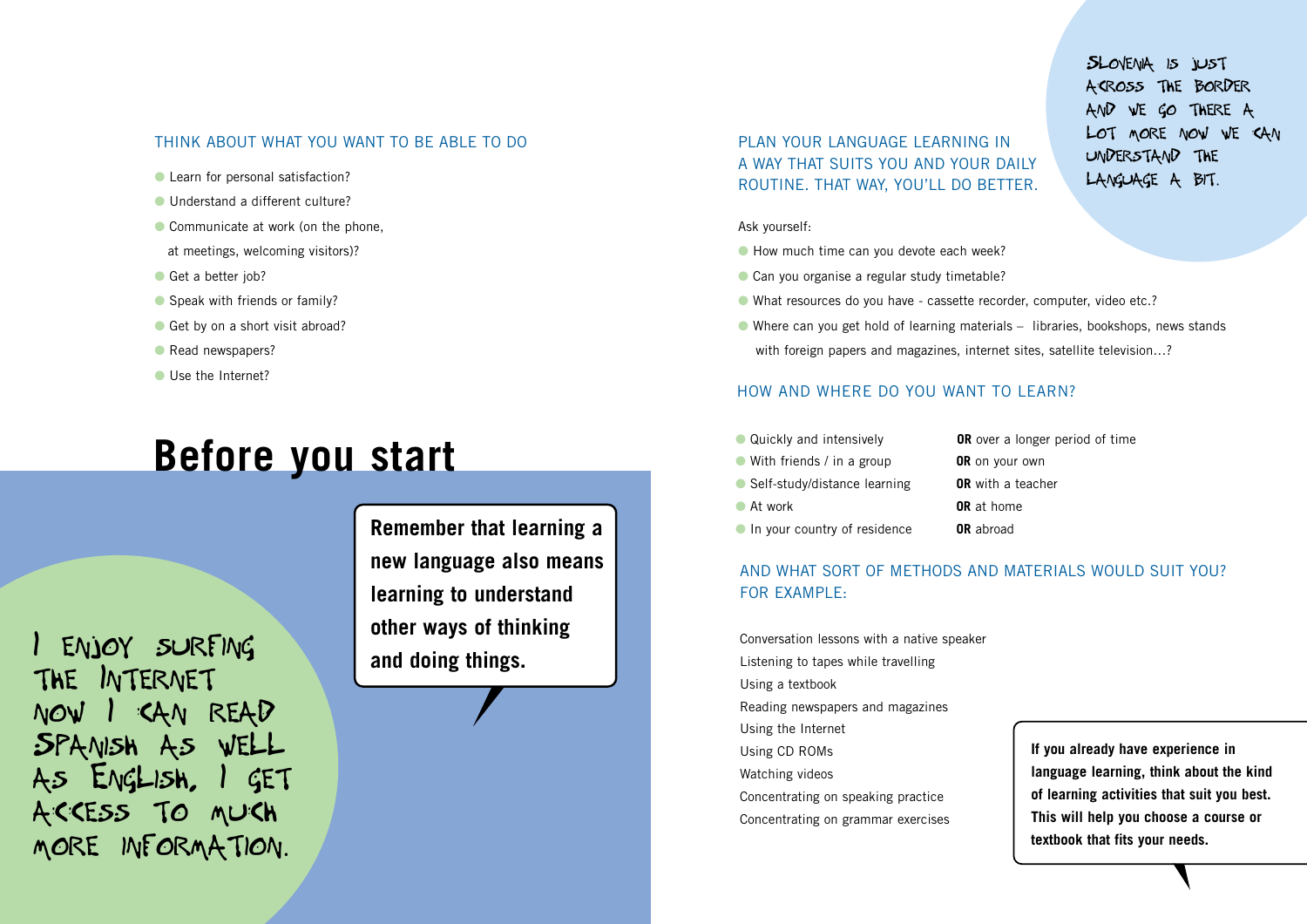# Before you start

## THINK ABOUT WHAT YOU WANT TO BE ABLE TO DO

- Learn for personal satisfaction?
- Understand a different culture?
- Communicate at work (on the phone, at meetings, welcoming visitors)?
- Get a better job?
- Speak with friends or family?
- Get by on a short visit abroad?
- Read newspapers?
- Use the Internet?

**Remember that learning a new language also means learning to understand other ways of thinking and doing things.**

I ENJOY SURFING THE INTERNET NOW I CAN READ SPANISH AS WELL AS ENGLISH, I GET ACCESS TO MUCH MORE INFORMATION.

## PLAN YOUR LANGUAGE LEARNING IN A WAY THAT SUITS YOU AND YOUR DAILY ROUTINE. THAT WAY, YOU'LL DO BETTER.

SLOVENIA IS JUST ACROSS THE BORDER AND WE GO THERE A LOT MORE NOW WE CAN UNDERSTAND THE LANGUAGE A BIT.

Ask yourself:

- How much time can you devote each week?
- Can you organise a regular study timetable?
- What resources do you have - cassette recorder, computer, video etc.?
- Where can you get hold of learning materials – libraries, bookshops, news stands with foreign papers and magazines, internet sites, satellite television…?

## HOW AND WHERE DO YOU WANT TO LEARN?

- Quickly and intensively **OR** over a longer period of time
- With friends / in a group **OR** on your own
- Self-study/distance learning **OR** with a teacher
- At work **OR** at home
- In your country of residence **OR** abroad

## AND WHAT SORT OF METHODS AND MATERIALS WOULD SUIT YOU? FOR EXAMPLE:

Conversation lessons with a native speaker
Listening to tapes while travelling
Using a textbook
Reading newspapers and magazines
Using the Internet
Using CD ROMs
Watching videos
Concentrating on speaking practice
Concentrating on grammar exercises

**If you already have experience in language learning, think about the kind of learning activities that suit you best. This will help you choose a course or textbook that fits your needs.**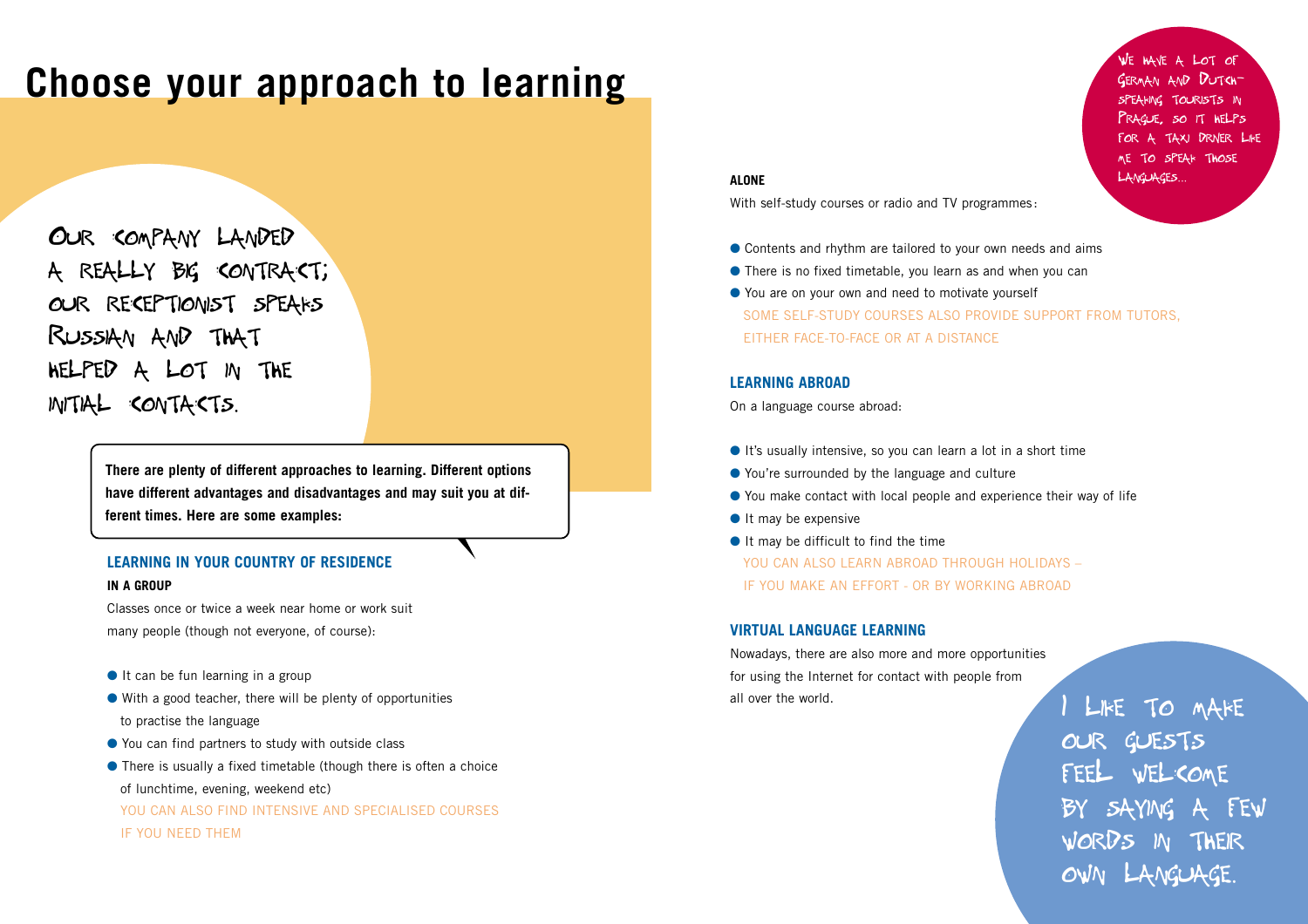# Choose your approach to learning

OUR COMPANY LANDED A REALLY BIG CONTRACT; OUR RECEPTIONIST SPEAKS RUSSIAN AND THAT HELPED A LOT IN THE INITIAL CONTACTS.

**There are plenty of different approaches to learning. Different options have different advantages and disadvantages and may suit you at different times. Here are some examples:**

## LEARNING IN YOUR COUNTRY OF RESIDENCE

### IN A GROUP

Classes once or twice a week near home or work suit many people (though not everyone, of course):

- It can be fun learning in a group
- With a good teacher, there will be plenty of opportunities to practise the language
- You can find partners to study with outside class
- There is usually a fixed timetable (though there is often a choice of lunchtime, evening, weekend etc)

YOU CAN ALSO FIND INTENSIVE AND SPECIALISED COURSES IF YOU NEED THEM

### ALONE

With self-study courses or radio and TV programmes:

- Contents and rhythm are tailored to your own needs and aims
- There is no fixed timetable, you learn as and when you can
- You are on your own and need to motivate yourself

SOME SELF-STUDY COURSES ALSO PROVIDE SUPPORT FROM TUTORS, EITHER FACE-TO-FACE OR AT A DISTANCE

WE HAVE A LOT OF GERMAN AND DUTCH-SPEAKING TOURISTS IN PRAGUE, SO IT HELPS FOR A TAXI DRIVER LIKE ME TO SPEAK THOSE LANGUAGES...

## LEARNING ABROAD

On a language course abroad:

- It's usually intensive, so you can learn a lot in a short time
- You're surrounded by the language and culture
- You make contact with local people and experience their way of life
- It may be expensive
- It may be difficult to find the time

YOU CAN ALSO LEARN ABROAD THROUGH HOLIDAYS – IF YOU MAKE AN EFFORT - OR BY WORKING ABROAD

## VIRTUAL LANGUAGE LEARNING

Nowadays, there are also more and more opportunities for using the Internet for contact with people from all over the world.

I LIKE TO MAKE OUR GUESTS FEEL WELCOME BY SAYING A FEW WORDS IN THEIR OWN LANGUAGE.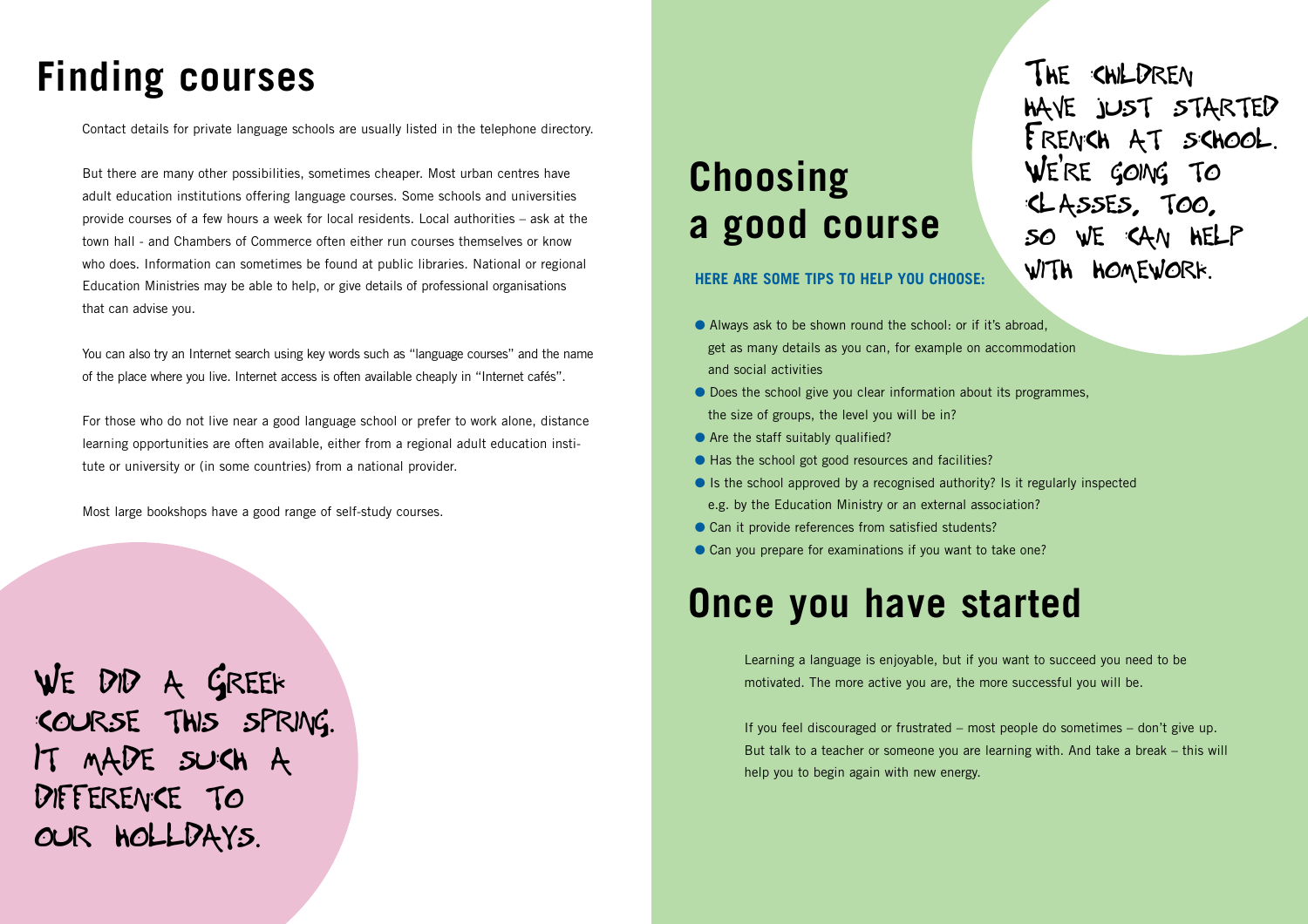# Finding courses

Contact details for private language schools are usually listed in the telephone directory.

But there are many other possibilities, sometimes cheaper. Most urban centres have adult education institutions offering language courses. Some schools and universities provide courses of a few hours a week for local residents. Local authorities – ask at the town hall - and Chambers of Commerce often either run courses themselves or know who does. Information can sometimes be found at public libraries. National or regional Education Ministries may be able to help, or give details of professional organisations that can advise you.

You can also try an Internet search using key words such as "language courses" and the name of the place where you live. Internet access is often available cheaply in "Internet cafés".

For those who do not live near a good language school or prefer to work alone, distance learning opportunities are often available, either from a regional adult education institute or university or (in some countries) from a national provider.

Most large bookshops have a good range of self-study courses.

WE DID A GREEK COURSE THIS SPRING. IT MADE SUCH A DIFFERENCE TO OUR HOLIDAYS.

# Choosing a good course

THE CHILDREN HAVE JUST STARTED FRENCH AT SCHOOL. WE'RE GOING TO CLASSES, TOO, SO WE CAN HELP WITH HOMEWORK.

**HERE ARE SOME TIPS TO HELP YOU CHOOSE:**

- Always ask to be shown round the school: or if it's abroad, get as many details as you can, for example on accommodation and social activities
- Does the school give you clear information about its programmes, the size of groups, the level you will be in?
- Are the staff suitably qualified?
- Has the school got good resources and facilities?
- Is the school approved by a recognised authority? Is it regularly inspected e.g. by the Education Ministry or an external association?
- Can it provide references from satisfied students?
- Can you prepare for examinations if you want to take one?

# Once you have started

Learning a language is enjoyable, but if you want to succeed you need to be motivated. The more active you are, the more successful you will be.

If you feel discouraged or frustrated – most people do sometimes – don't give up. But talk to a teacher or someone you are learning with. And take a break – this will help you to begin again with new energy.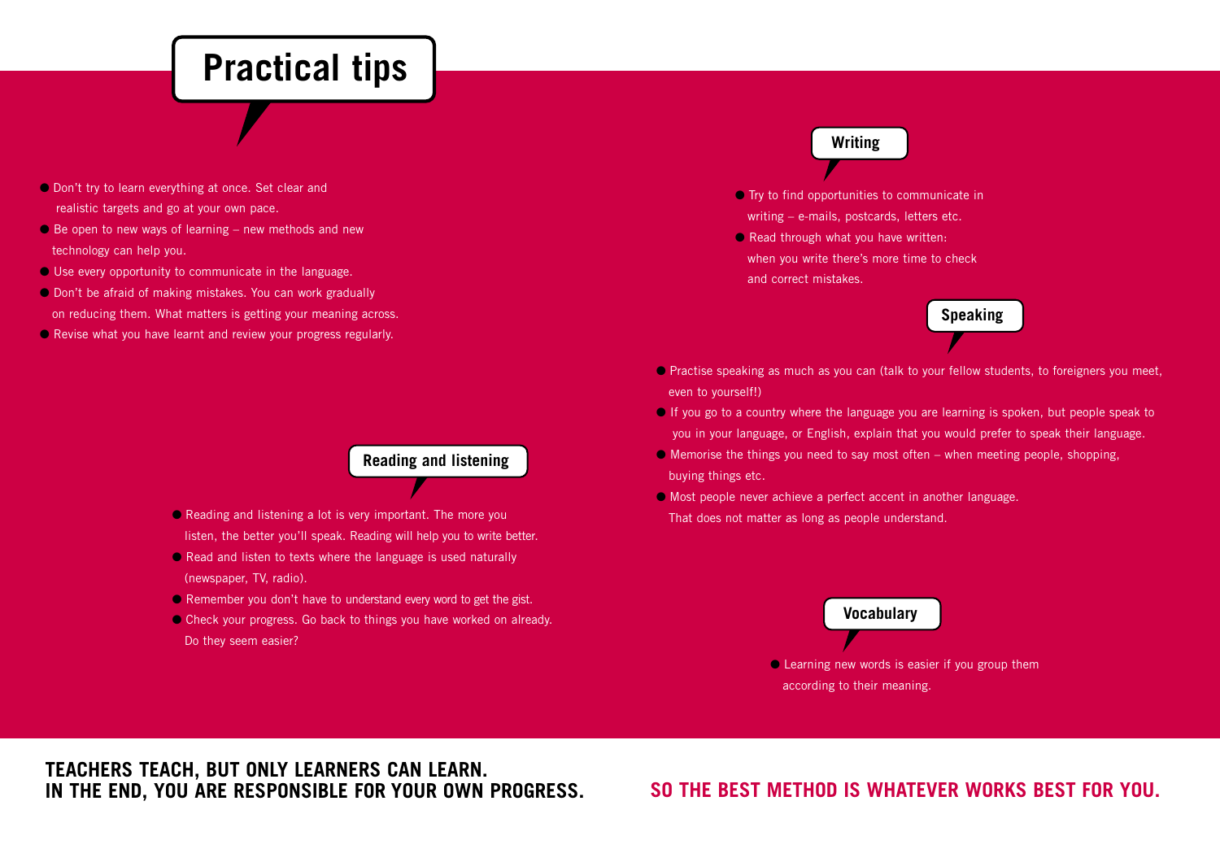# Practical tips

- Don't try to learn everything at once. Set clear and realistic targets and go at your own pace.
- Be open to new ways of learning – new methods and new technology can help you.
- Use every opportunity to communicate in the language.
- Don't be afraid of making mistakes. You can work gradually on reducing them. What matters is getting your meaning across.
- Revise what you have learnt and review your progress regularly.

## Reading and listening

- Reading and listening a lot is very important. The more you listen, the better you'll speak. Reading will help you to write better.
- Read and listen to texts where the language is used naturally (newspaper, TV, radio).
- Remember you don't have to understand every word to get the gist.
- Check your progress. Go back to things you have worked on already. Do they seem easier?

## Writing

- Try to find opportunities to communicate in writing – e-mails, postcards, letters etc.
- Read through what you have written: when you write there's more time to check and correct mistakes.

## Speaking

- Practise speaking as much as you can (talk to your fellow students, to foreigners you meet, even to yourself!)
- If you go to a country where the language you are learning is spoken, but people speak to you in your language, or English, explain that you would prefer to speak their language.
- Memorise the things you need to say most often – when meeting people, shopping, buying things etc.
- Most people never achieve a perfect accent in another language. That does not matter as long as people understand.

## Vocabulary

- Learning new words is easier if you group them according to their meaning.

**TEACHERS TEACH, BUT ONLY LEARNERS CAN LEARN.
IN THE END, YOU ARE RESPONSIBLE FOR YOUR OWN PROGRESS.**

**SO THE BEST METHOD IS WHATEVER WORKS BEST FOR YOU.**